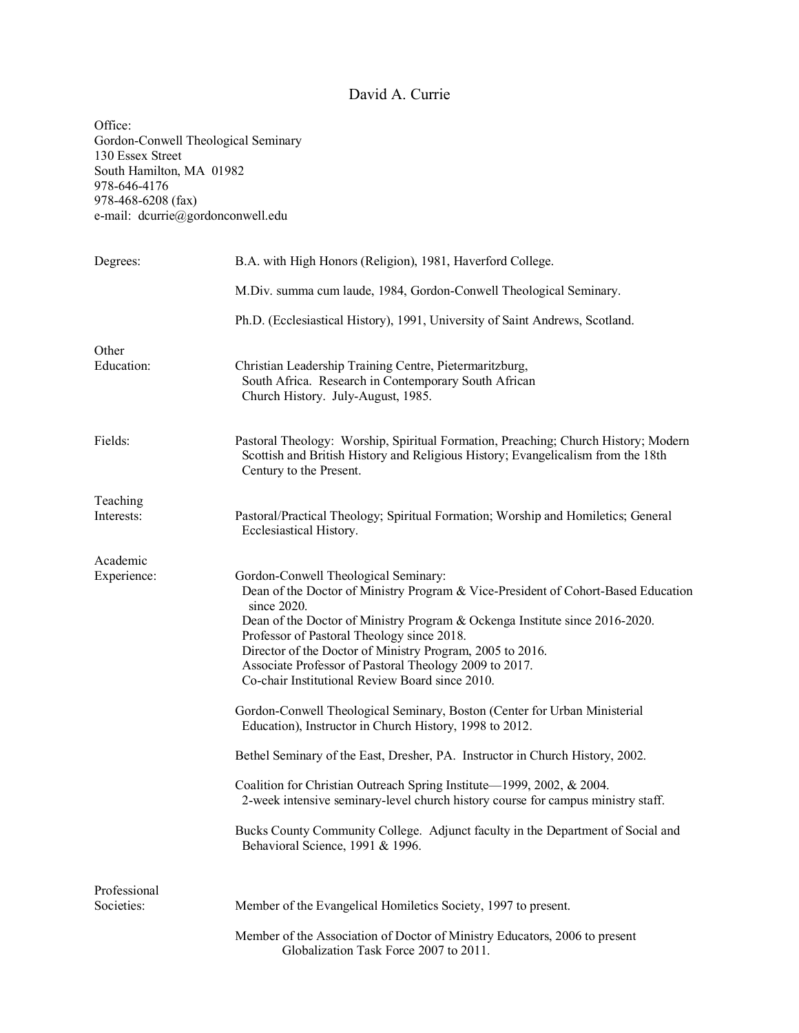# David A. Currie

Office:
Gordon-Conwell Theological Seminary
130 Essex Street
South Hamilton, MA 01982
978-646-4176
978-468-6208 (fax)
e-mail: dcurrie@gordonconwell.edu

**Degrees:**

B.A. with High Honors (Religion), 1981, Haverford College.

M.Div. summa cum laude, 1984, Gordon-Conwell Theological Seminary.

Ph.D. (Ecclesiastical History), 1991, University of Saint Andrews, Scotland.

**Other Education:**

Christian Leadership Training Centre, Pietermaritzburg, South Africa. Research in Contemporary South African Church History. July-August, 1985.

**Fields:**

Pastoral Theology: Worship, Spiritual Formation, Preaching; Church History; Modern Scottish and British History and Religious History; Evangelicalism from the 18th Century to the Present.

**Teaching Interests:**

Pastoral/Practical Theology; Spiritual Formation; Worship and Homiletics; General Ecclesiastical History.

**Academic Experience:**

Gordon-Conwell Theological Seminary:
- Dean of the Doctor of Ministry Program & Vice-President of Cohort-Based Education since 2020.
- Dean of the Doctor of Ministry Program & Ockenga Institute since 2016-2020.
- Professor of Pastoral Theology since 2018.
- Director of the Doctor of Ministry Program, 2005 to 2016.
- Associate Professor of Pastoral Theology 2009 to 2017.
- Co-chair Institutional Review Board since 2010.

Gordon-Conwell Theological Seminary, Boston (Center for Urban Ministerial Education), Instructor in Church History, 1998 to 2012.

Bethel Seminary of the East, Dresher, PA. Instructor in Church History, 2002.

Coalition for Christian Outreach Spring Institute—1999, 2002, & 2004. 2-week intensive seminary-level church history course for campus ministry staff.

Bucks County Community College. Adjunct faculty in the Department of Social and Behavioral Science, 1991 & 1996.

**Professional Societies:**

Member of the Evangelical Homiletics Society, 1997 to present.

Member of the Association of Doctor of Ministry Educators, 2006 to present
- Globalization Task Force 2007 to 2011.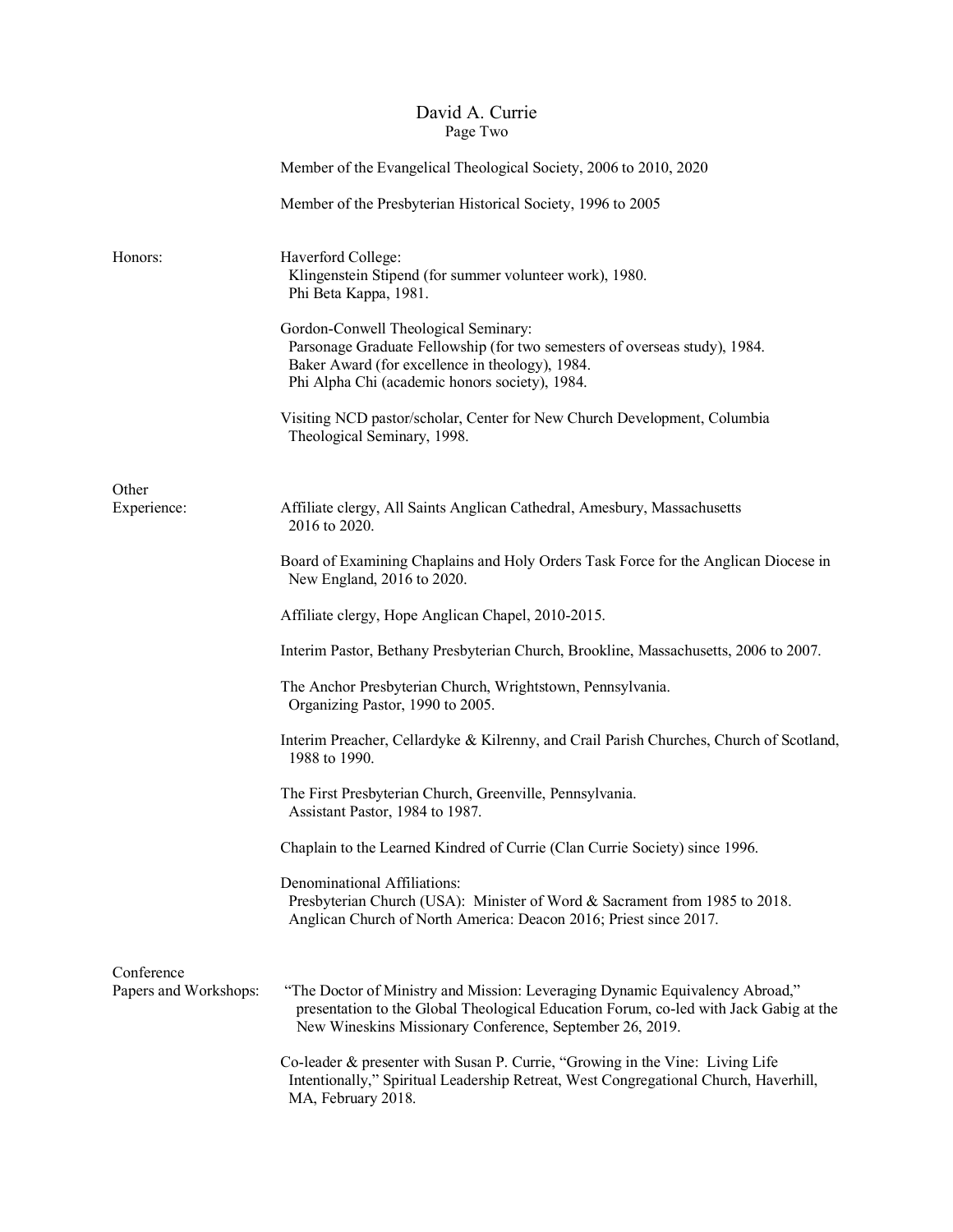Member of the Evangelical Theological Society, 2006 to 2010, 2020

Member of the Presbyterian Historical Society, 1996 to 2005

**Honors:**

Haverford College:
- Klingenstein Stipend (for summer volunteer work), 1980.
- Phi Beta Kappa, 1981.

Gordon-Conwell Theological Seminary:
- Parsonage Graduate Fellowship (for two semesters of overseas study), 1984.
- Baker Award (for excellence in theology), 1984.
- Phi Alpha Chi (academic honors society), 1984.

Visiting NCD pastor/scholar, Center for New Church Development, Columbia Theological Seminary, 1998.

**Other Experience:**

Affiliate clergy, All Saints Anglican Cathedral, Amesbury, Massachusetts 2016 to 2020.

Board of Examining Chaplains and Holy Orders Task Force for the Anglican Diocese in New England, 2016 to 2020.

Affiliate clergy, Hope Anglican Chapel, 2010-2015.

Interim Pastor, Bethany Presbyterian Church, Brookline, Massachusetts, 2006 to 2007.

The Anchor Presbyterian Church, Wrightstown, Pennsylvania.
Organizing Pastor, 1990 to 2005.

Interim Preacher, Cellardyke & Kilrenny, and Crail Parish Churches, Church of Scotland, 1988 to 1990.

The First Presbyterian Church, Greenville, Pennsylvania.
Assistant Pastor, 1984 to 1987.

Chaplain to the Learned Kindred of Currie (Clan Currie Society) since 1996.

Denominational Affiliations:
- Presbyterian Church (USA): Minister of Word & Sacrament from 1985 to 2018.
- Anglican Church of North America: Deacon 2016; Priest since 2017.

**Conference Papers and Workshops:**

"The Doctor of Ministry and Mission: Leveraging Dynamic Equivalency Abroad," presentation to the Global Theological Education Forum, co-led with Jack Gabig at the New Wineskins Missionary Conference, September 26, 2019.

Co-leader & presenter with Susan P. Currie, "Growing in the Vine: Living Life Intentionally," Spiritual Leadership Retreat, West Congregational Church, Haverhill, MA, February 2018.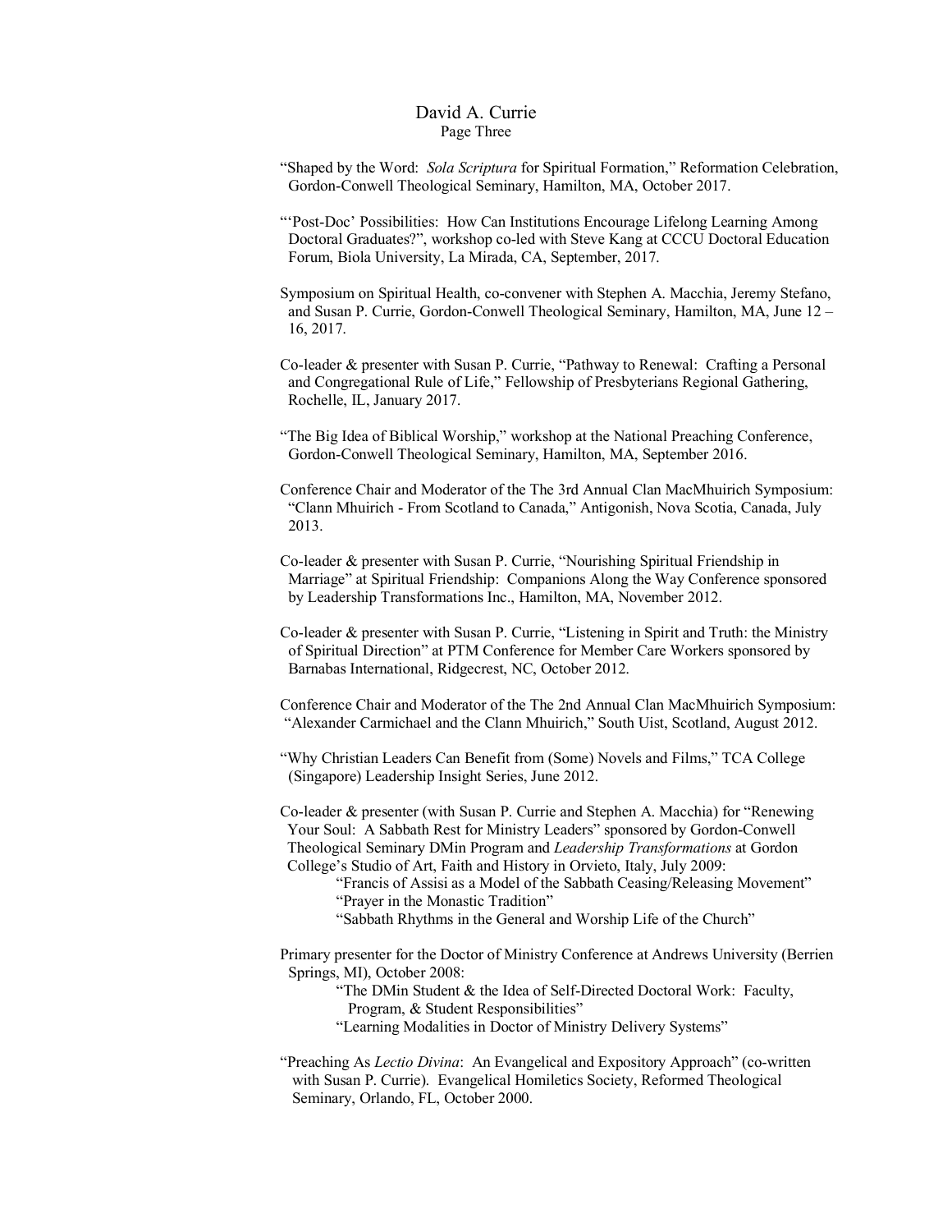"Shaped by the Word: *Sola Scriptura* for Spiritual Formation," Reformation Celebration, Gordon-Conwell Theological Seminary, Hamilton, MA, October 2017.

"'Post-Doc' Possibilities: How Can Institutions Encourage Lifelong Learning Among Doctoral Graduates?", workshop co-led with Steve Kang at CCCU Doctoral Education Forum, Biola University, La Mirada, CA, September, 2017.

Symposium on Spiritual Health, co-convener with Stephen A. Macchia, Jeremy Stefano, and Susan P. Currie, Gordon-Conwell Theological Seminary, Hamilton, MA, June 12 – 16, 2017.

Co-leader & presenter with Susan P. Currie, "Pathway to Renewal: Crafting a Personal and Congregational Rule of Life," Fellowship of Presbyterians Regional Gathering, Rochelle, IL, January 2017.

"The Big Idea of Biblical Worship," workshop at the National Preaching Conference, Gordon-Conwell Theological Seminary, Hamilton, MA, September 2016.

Conference Chair and Moderator of the The 3rd Annual Clan MacMhuirich Symposium: "Clann Mhuirich - From Scotland to Canada," Antigonish, Nova Scotia, Canada, July 2013.

Co-leader & presenter with Susan P. Currie, "Nourishing Spiritual Friendship in Marriage" at Spiritual Friendship: Companions Along the Way Conference sponsored by Leadership Transformations Inc., Hamilton, MA, November 2012.

Co-leader & presenter with Susan P. Currie, "Listening in Spirit and Truth: the Ministry of Spiritual Direction" at PTM Conference for Member Care Workers sponsored by Barnabas International, Ridgecrest, NC, October 2012.

Conference Chair and Moderator of the The 2nd Annual Clan MacMhuirich Symposium: "Alexander Carmichael and the Clann Mhuirich," South Uist, Scotland, August 2012.

"Why Christian Leaders Can Benefit from (Some) Novels and Films," TCA College (Singapore) Leadership Insight Series, June 2012.

Co-leader & presenter (with Susan P. Currie and Stephen A. Macchia) for "Renewing Your Soul: A Sabbath Rest for Ministry Leaders" sponsored by Gordon-Conwell Theological Seminary DMin Program and *Leadership Transformations* at Gordon College's Studio of Art, Faith and History in Orvieto, Italy, July 2009:

- "Francis of Assisi as a Model of the Sabbath Ceasing/Releasing Movement"
- "Prayer in the Monastic Tradition"
- "Sabbath Rhythms in the General and Worship Life of the Church"

Primary presenter for the Doctor of Ministry Conference at Andrews University (Berrien Springs, MI), October 2008:

- "The DMin Student & the Idea of Self-Directed Doctoral Work: Faculty, Program, & Student Responsibilities"
- "Learning Modalities in Doctor of Ministry Delivery Systems"

"Preaching As *Lectio Divina*: An Evangelical and Expository Approach" (co-written with Susan P. Currie). Evangelical Homiletics Society, Reformed Theological Seminary, Orlando, FL, October 2000.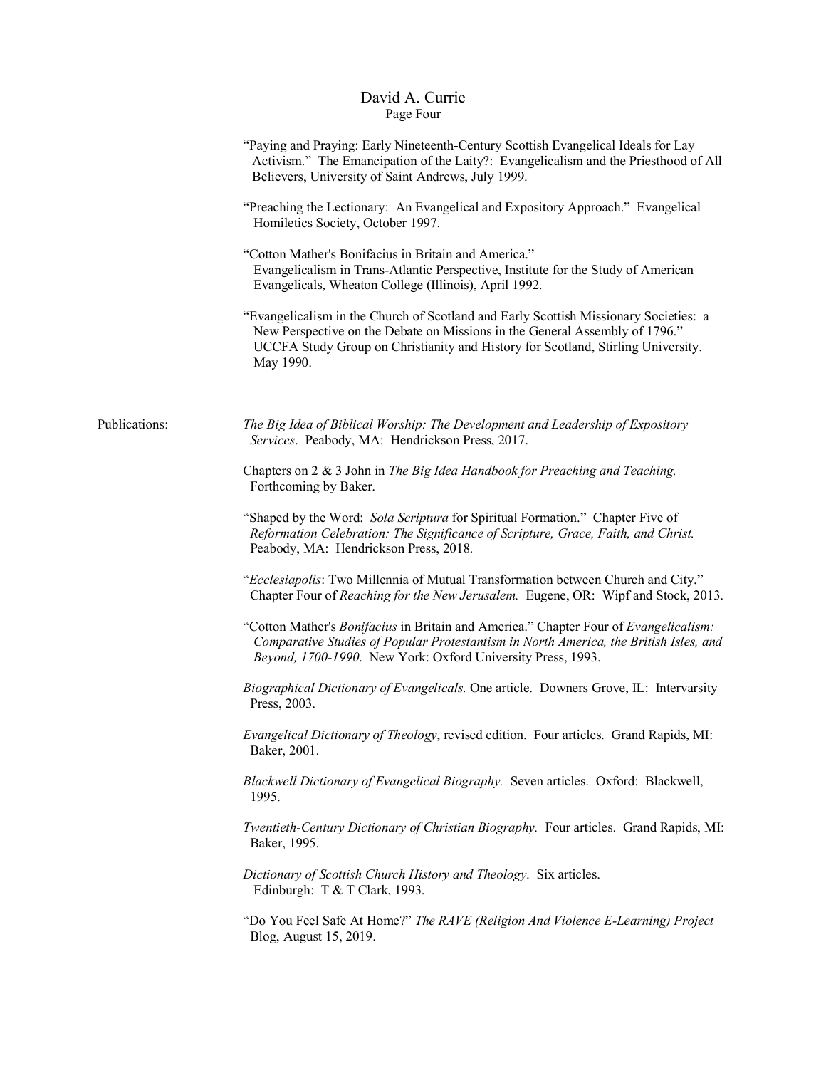"Paying and Praying: Early Nineteenth-Century Scottish Evangelical Ideals for Lay Activism." The Emancipation of the Laity?: Evangelicalism and the Priesthood of All Believers, University of Saint Andrews, July 1999.

"Preaching the Lectionary: An Evangelical and Expository Approach." Evangelical Homiletics Society, October 1997.

"Cotton Mather's Bonifacius in Britain and America." Evangelicalism in Trans-Atlantic Perspective, Institute for the Study of American Evangelicals, Wheaton College (Illinois), April 1992.

"Evangelicalism in the Church of Scotland and Early Scottish Missionary Societies: a New Perspective on the Debate on Missions in the General Assembly of 1796." UCCFA Study Group on Christianity and History for Scotland, Stirling University. May 1990.

Publications:

*The Big Idea of Biblical Worship: The Development and Leadership of Expository Services*. Peabody, MA: Hendrickson Press, 2017.

Chapters on 2 & 3 John in *The Big Idea Handbook for Preaching and Teaching.* Forthcoming by Baker.

"Shaped by the Word: *Sola Scriptura* for Spiritual Formation." Chapter Five of *Reformation Celebration: The Significance of Scripture, Grace, Faith, and Christ.* Peabody, MA: Hendrickson Press, 2018.

"*Ecclesiapolis*: Two Millennia of Mutual Transformation between Church and City." Chapter Four of *Reaching for the New Jerusalem.* Eugene, OR: Wipf and Stock, 2013.

"Cotton Mather's *Bonifacius* in Britain and America." Chapter Four of *Evangelicalism: Comparative Studies of Popular Protestantism in North America, the British Isles, and Beyond, 1700-1990*. New York: Oxford University Press, 1993.

*Biographical Dictionary of Evangelicals.* One article. Downers Grove, IL: Intervarsity Press, 2003.

*Evangelical Dictionary of Theology*, revised edition. Four articles. Grand Rapids, MI: Baker, 2001.

*Blackwell Dictionary of Evangelical Biography.* Seven articles. Oxford: Blackwell, 1995.

*Twentieth-Century Dictionary of Christian Biography.* Four articles. Grand Rapids, MI: Baker, 1995.

*Dictionary of Scottish Church History and Theology*. Six articles. Edinburgh: T & T Clark, 1993.

"Do You Feel Safe At Home?" *The RAVE (Religion And Violence E-Learning) Project* Blog, August 15, 2019.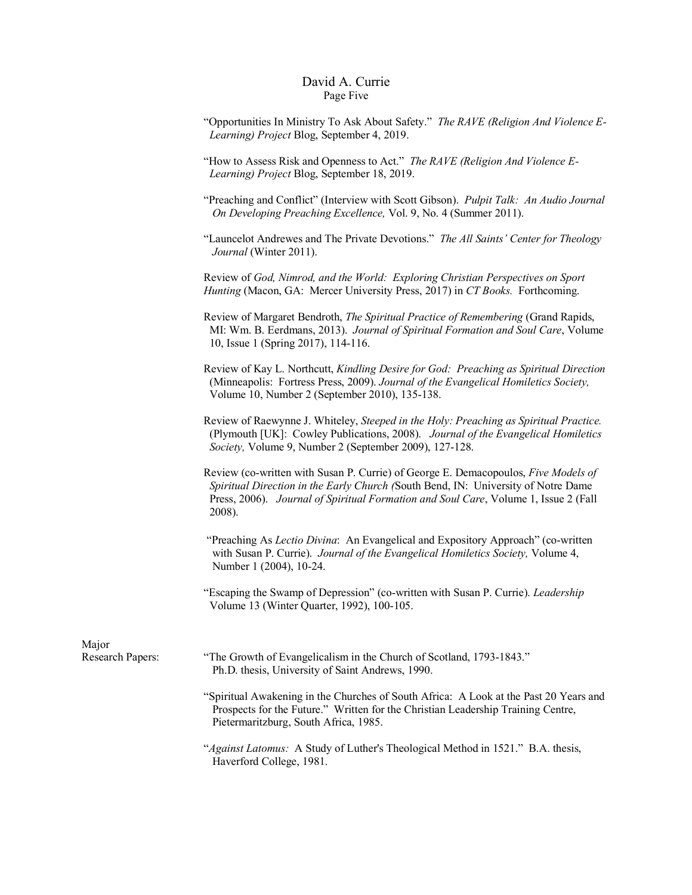"Opportunities In Ministry To Ask About Safety." *The RAVE (Religion And Violence E-Learning) Project* Blog, September 4, 2019.

"How to Assess Risk and Openness to Act." *The RAVE (Religion And Violence E-Learning) Project* Blog, September 18, 2019.

"Preaching and Conflict" (Interview with Scott Gibson). *Pulpit Talk: An Audio Journal On Developing Preaching Excellence,* Vol. 9, No. 4 (Summer 2011).

"Launcelot Andrewes and The Private Devotions." *The All Saints' Center for Theology Journal* (Winter 2011).

Review of *God, Nimrod, and the World: Exploring Christian Perspectives on Sport Hunting* (Macon, GA: Mercer University Press, 2017) in *CT Books.* Forthcoming.

Review of Margaret Bendroth, *The Spiritual Practice of Remembering* (Grand Rapids, MI: Wm. B. Eerdmans, 2013). *Journal of Spiritual Formation and Soul Care*, Volume 10, Issue 1 (Spring 2017), 114-116.

Review of Kay L. Northcutt, *Kindling Desire for God: Preaching as Spiritual Direction* (Minneapolis: Fortress Press, 2009). *Journal of the Evangelical Homiletics Society,* Volume 10, Number 2 (September 2010), 135-138.

Review of Raewynne J. Whiteley, *Steeped in the Holy: Preaching as Spiritual Practice.* (Plymouth [UK]: Cowley Publications, 2008). *Journal of the Evangelical Homiletics Society,* Volume 9, Number 2 (September 2009), 127-128.

Review (co-written with Susan P. Currie) of George E. Demacopoulos, *Five Models of Spiritual Direction in the Early Church (*South Bend, IN: University of Notre Dame Press, 2006). *Journal of Spiritual Formation and Soul Care*, Volume 1, Issue 2 (Fall 2008).

"Preaching As *Lectio Divina*: An Evangelical and Expository Approach" (co-written with Susan P. Currie). *Journal of the Evangelical Homiletics Society,* Volume 4, Number 1 (2004), 10-24.

"Escaping the Swamp of Depression" (co-written with Susan P. Currie). *Leadership* Volume 13 (Winter Quarter, 1992), 100-105.

**Major Research Papers:**

"The Growth of Evangelicalism in the Church of Scotland, 1793-1843." Ph.D. thesis, University of Saint Andrews, 1990.

"Spiritual Awakening in the Churches of South Africa: A Look at the Past 20 Years and Prospects for the Future." Written for the Christian Leadership Training Centre, Pietermaritzburg, South Africa, 1985.

"*Against Latomus:* A Study of Luther's Theological Method in 1521." B.A. thesis, Haverford College, 1981.